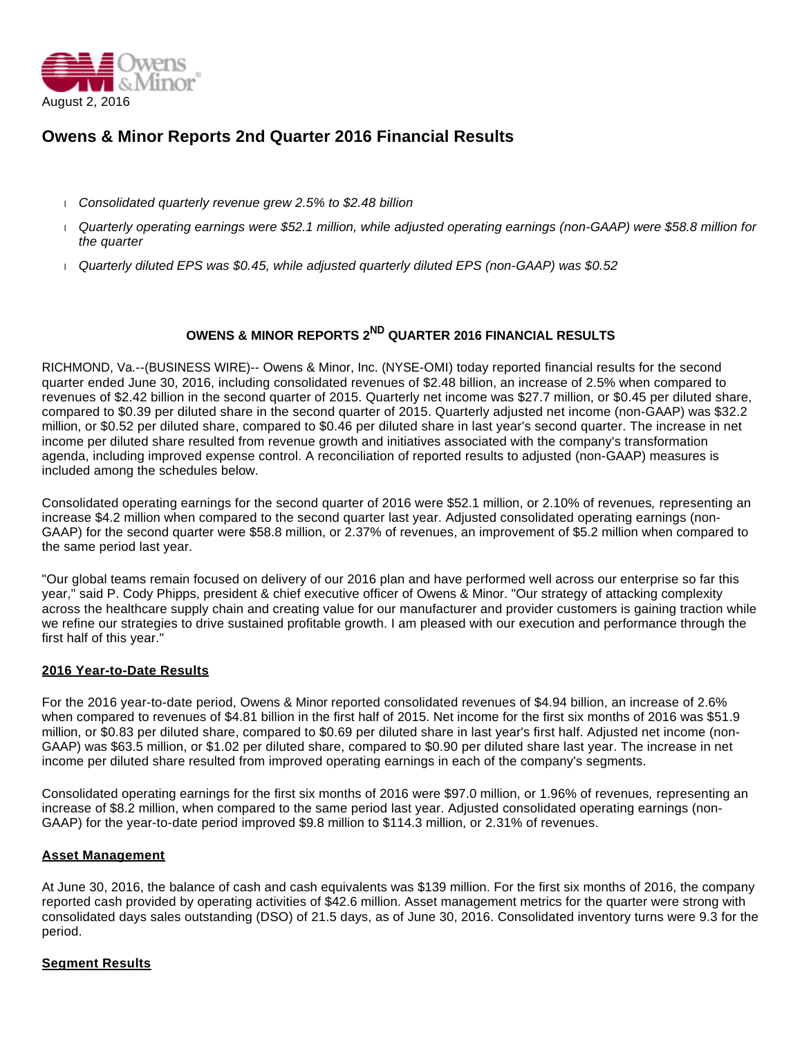August 2, 2016

# Owens & Minor Reports 2nd Quarter 2016 Financial Results

- *Consolidated quarterly revenue grew 2.5% to $2.48 billion*
- *Quarterly operating earnings were $52.1 million, while adjusted operating earnings (non-GAAP) were $58.8 million for the quarter*
- *Quarterly diluted EPS was $0.45, while adjusted quarterly diluted EPS (non-GAAP) was $0.52*

## OWENS & MINOR REPORTS 2ND QUARTER 2016 FINANCIAL RESULTS

RICHMOND, Va.--(BUSINESS WIRE)-- Owens & Minor, Inc. (NYSE-OMI) today reported financial results for the second quarter ended June 30, 2016, including consolidated revenues of $2.48 billion, an increase of 2.5% when compared to revenues of $2.42 billion in the second quarter of 2015. Quarterly net income was $27.7 million, or $0.45 per diluted share, compared to $0.39 per diluted share in the second quarter of 2015. Quarterly adjusted net income (non-GAAP) was $32.2 million, or $0.52 per diluted share, compared to $0.46 per diluted share in last year's second quarter. The increase in net income per diluted share resulted from revenue growth and initiatives associated with the company's transformation agenda, including improved expense control. A reconciliation of reported results to adjusted (non-GAAP) measures is included among the schedules below.

Consolidated operating earnings for the second quarter of 2016 were $52.1 million, or 2.10% of revenues, representing an increase $4.2 million when compared to the second quarter last year. Adjusted consolidated operating earnings (non-GAAP) for the second quarter were $58.8 million, or 2.37% of revenues, an improvement of $5.2 million when compared to the same period last year.

"Our global teams remain focused on delivery of our 2016 plan and have performed well across our enterprise so far this year," said P. Cody Phipps, president & chief executive officer of Owens & Minor. "Our strategy of attacking complexity across the healthcare supply chain and creating value for our manufacturer and provider customers is gaining traction while we refine our strategies to drive sustained profitable growth. I am pleased with our execution and performance through the first half of this year."

### 2016 Year-to-Date Results

For the 2016 year-to-date period, Owens & Minor reported consolidated revenues of $4.94 billion, an increase of 2.6% when compared to revenues of $4.81 billion in the first half of 2015. Net income for the first six months of 2016 was $51.9 million, or $0.83 per diluted share, compared to $0.69 per diluted share in last year's first half. Adjusted net income (non-GAAP) was $63.5 million, or $1.02 per diluted share, compared to $0.90 per diluted share last year. The increase in net income per diluted share resulted from improved operating earnings in each of the company's segments.

Consolidated operating earnings for the first six months of 2016 were $97.0 million, or 1.96% of revenues, representing an increase of $8.2 million, when compared to the same period last year. Adjusted consolidated operating earnings (non-GAAP) for the year-to-date period improved $9.8 million to $114.3 million, or 2.31% of revenues.

### Asset Management

At June 30, 2016, the balance of cash and cash equivalents was $139 million. For the first six months of 2016, the company reported cash provided by operating activities of $42.6 million. Asset management metrics for the quarter were strong with consolidated days sales outstanding (DSO) of 21.5 days, as of June 30, 2016. Consolidated inventory turns were 9.3 for the period.

### Segment Results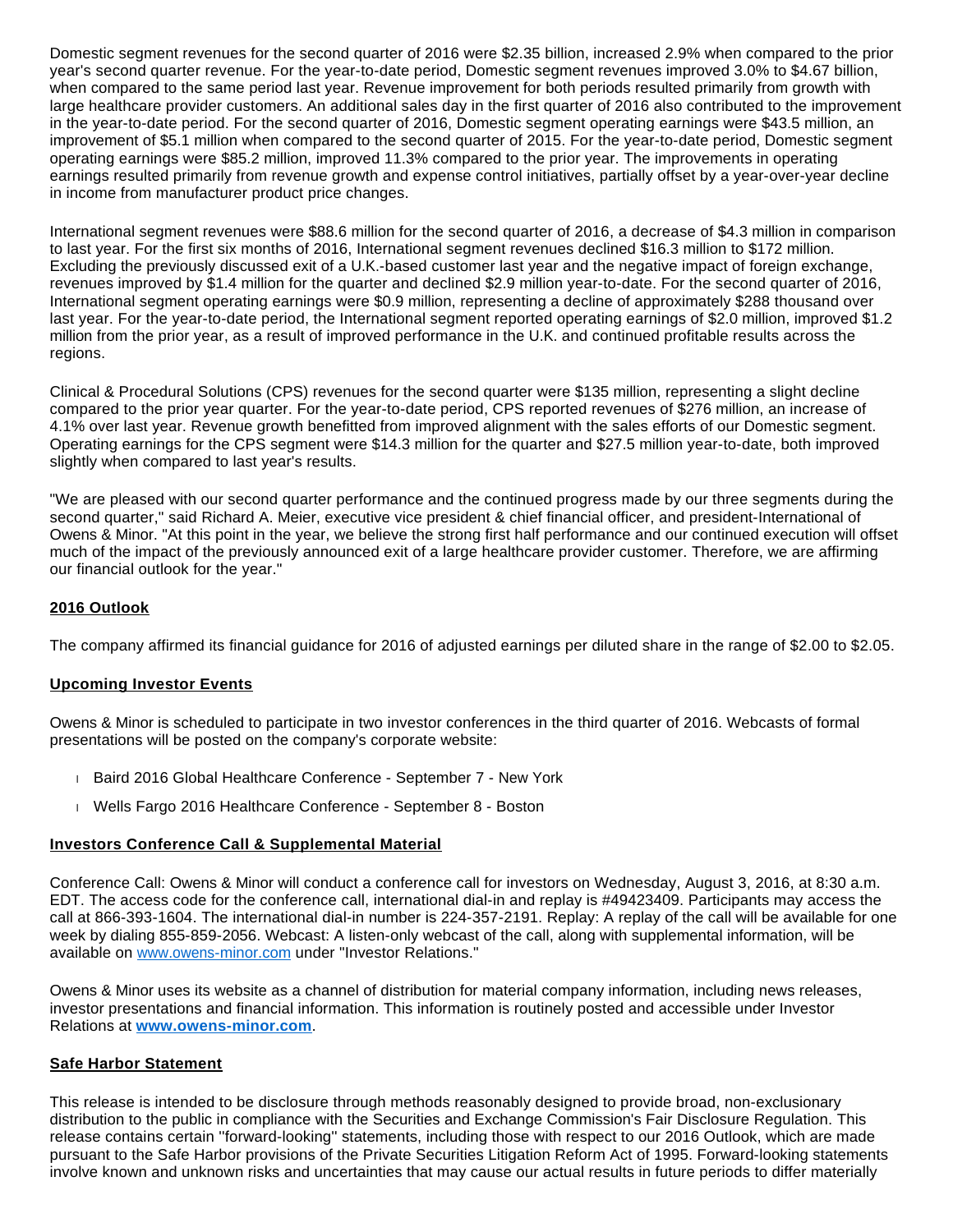Domestic segment revenues for the second quarter of 2016 were $2.35 billion, increased 2.9% when compared to the prior year's second quarter revenue. For the year-to-date period, Domestic segment revenues improved 3.0% to $4.67 billion, when compared to the same period last year. Revenue improvement for both periods resulted primarily from growth with large healthcare provider customers. An additional sales day in the first quarter of 2016 also contributed to the improvement in the year-to-date period. For the second quarter of 2016, Domestic segment operating earnings were $43.5 million, an improvement of $5.1 million when compared to the second quarter of 2015. For the year-to-date period, Domestic segment operating earnings were $85.2 million, improved 11.3% compared to the prior year. The improvements in operating earnings resulted primarily from revenue growth and expense control initiatives, partially offset by a year-over-year decline in income from manufacturer product price changes.

International segment revenues were $88.6 million for the second quarter of 2016, a decrease of $4.3 million in comparison to last year. For the first six months of 2016, International segment revenues declined $16.3 million to $172 million. Excluding the previously discussed exit of a U.K.-based customer last year and the negative impact of foreign exchange, revenues improved by $1.4 million for the quarter and declined $2.9 million year-to-date. For the second quarter of 2016, International segment operating earnings were $0.9 million, representing a decline of approximately $288 thousand over last year. For the year-to-date period, the International segment reported operating earnings of $2.0 million, improved $1.2 million from the prior year, as a result of improved performance in the U.K. and continued profitable results across the regions.

Clinical & Procedural Solutions (CPS) revenues for the second quarter were $135 million, representing a slight decline compared to the prior year quarter. For the year-to-date period, CPS reported revenues of $276 million, an increase of 4.1% over last year. Revenue growth benefitted from improved alignment with the sales efforts of our Domestic segment. Operating earnings for the CPS segment were $14.3 million for the quarter and $27.5 million year-to-date, both improved slightly when compared to last year's results.

"We are pleased with our second quarter performance and the continued progress made by our three segments during the second quarter," said Richard A. Meier, executive vice president & chief financial officer, and president-International of Owens & Minor. "At this point in the year, we believe the strong first half performance and our continued execution will offset much of the impact of the previously announced exit of a large healthcare provider customer. Therefore, we are affirming our financial outlook for the year."

**2016 Outlook**

The company affirmed its financial guidance for 2016 of adjusted earnings per diluted share in the range of $2.00 to $2.05.

**Upcoming Investor Events**

Owens & Minor is scheduled to participate in two investor conferences in the third quarter of 2016. Webcasts of formal presentations will be posted on the company's corporate website:

- Baird 2016 Global Healthcare Conference - September 7 - New York
- Wells Fargo 2016 Healthcare Conference - September 8 - Boston

**Investors Conference Call & Supplemental Material**

Conference Call: Owens & Minor will conduct a conference call for investors on Wednesday, August 3, 2016, at 8:30 a.m. EDT. The access code for the conference call, international dial-in and replay is #49423409. Participants may access the call at 866-393-1604. The international dial-in number is 224-357-2191. Replay: A replay of the call will be available for one week by dialing 855-859-2056. Webcast: A listen-only webcast of the call, along with supplemental information, will be available on www.owens-minor.com under "Investor Relations."

Owens & Minor uses its website as a channel of distribution for material company information, including news releases, investor presentations and financial information. This information is routinely posted and accessible under Investor Relations at **www.owens-minor.com**.

**Safe Harbor Statement**

This release is intended to be disclosure through methods reasonably designed to provide broad, non-exclusionary distribution to the public in compliance with the Securities and Exchange Commission's Fair Disclosure Regulation. This release contains certain ''forward-looking'' statements, including those with respect to our 2016 Outlook, which are made pursuant to the Safe Harbor provisions of the Private Securities Litigation Reform Act of 1995. Forward-looking statements involve known and unknown risks and uncertainties that may cause our actual results in future periods to differ materially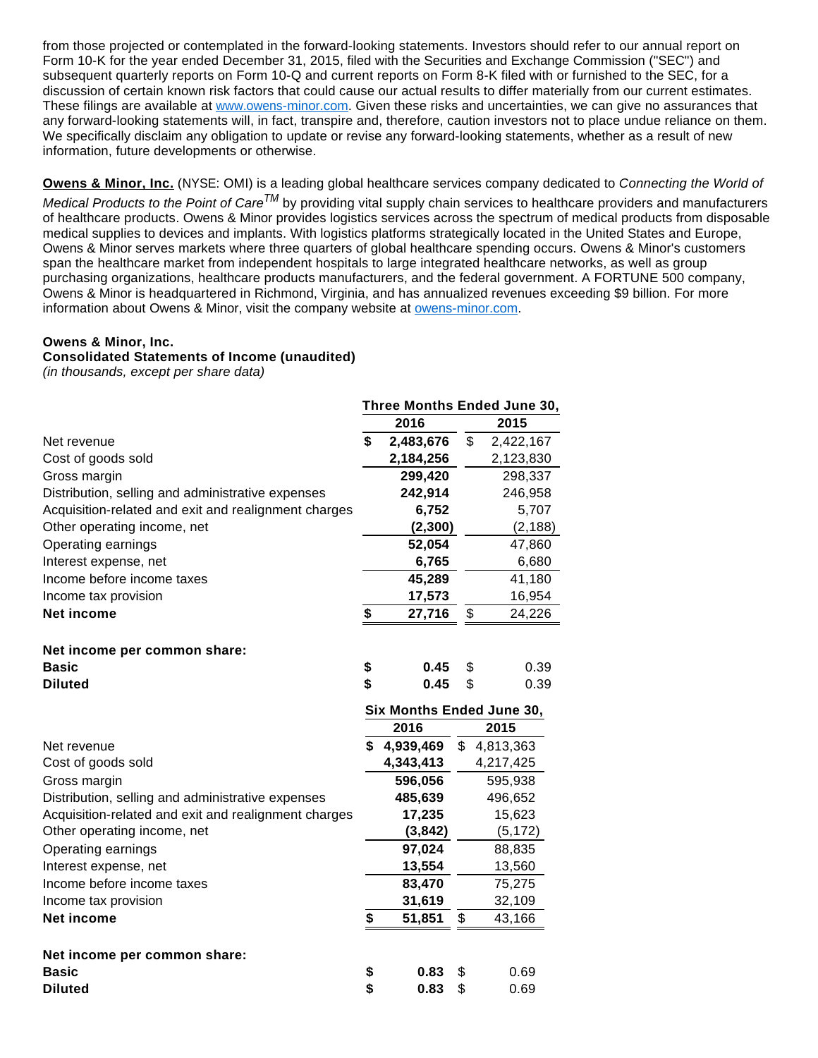from those projected or contemplated in the forward-looking statements. Investors should refer to our annual report on Form 10-K for the year ended December 31, 2015, filed with the Securities and Exchange Commission ("SEC") and subsequent quarterly reports on Form 10-Q and current reports on Form 8-K filed with or furnished to the SEC, for a discussion of certain known risk factors that could cause our actual results to differ materially from our current estimates. These filings are available at www.owens-minor.com. Given these risks and uncertainties, we can give no assurances that any forward-looking statements will, in fact, transpire and, therefore, caution investors not to place undue reliance on them. We specifically disclaim any obligation to update or revise any forward-looking statements, whether as a result of new information, future developments or otherwise.

**Owens & Minor, Inc.** (NYSE: OMI) is a leading global healthcare services company dedicated to *Connecting the World of Medical Products to the Point of Care™* by providing vital supply chain services to healthcare providers and manufacturers of healthcare products. Owens & Minor provides logistics services across the spectrum of medical products from disposable medical supplies to devices and implants. With logistics platforms strategically located in the United States and Europe, Owens & Minor serves markets where three quarters of global healthcare spending occurs. Owens & Minor's customers span the healthcare market from independent hospitals to large integrated healthcare networks, as well as group purchasing organizations, healthcare products manufacturers, and the federal government. A FORTUNE 500 company, Owens & Minor is headquartered in Richmond, Virginia, and has annualized revenues exceeding $9 billion. For more information about Owens & Minor, visit the company website at owens-minor.com.

**Owens & Minor, Inc.**
**Consolidated Statements of Income (unaudited)**
*(in thousands, except per share data)*

| | Three Months Ended June 30, | |
|---|---|---|
| | **2016** | **2015** |
| Net revenue | **$ 2,483,676** | $ 2,422,167 |
| Cost of goods sold | **2,184,256** | 2,123,830 |
| Gross margin | **299,420** | 298,337 |
| Distribution, selling and administrative expenses | **242,914** | 246,958 |
| Acquisition-related and exit and realignment charges | **6,752** | 5,707 |
| Other operating income, net | **(2,300)** | (2,188) |
| Operating earnings | **52,054** | 47,860 |
| Interest expense, net | **6,765** | 6,680 |
| Income before income taxes | **45,289** | 41,180 |
| Income tax provision | **17,573** | 16,954 |
| **Net income** | **$ 27,716** | $ 24,226 |
| | | |
| **Net income per common share:** | | |
| **Basic** | **$ 0.45** | $ 0.39 |
| **Diluted** | **$ 0.45** | $ 0.39 |

| | Six Months Ended June 30, | |
|---|---|---|
| | **2016** | **2015** |
| Net revenue | **$ 4,939,469** | $ 4,813,363 |
| Cost of goods sold | **4,343,413** | 4,217,425 |
| Gross margin | **596,056** | 595,938 |
| Distribution, selling and administrative expenses | **485,639** | 496,652 |
| Acquisition-related and exit and realignment charges | **17,235** | 15,623 |
| Other operating income, net | **(3,842)** | (5,172) |
| Operating earnings | **97,024** | 88,835 |
| Interest expense, net | **13,554** | 13,560 |
| Income before income taxes | **83,470** | 75,275 |
| Income tax provision | **31,619** | 32,109 |
| **Net income** | **$ 51,851** | $ 43,166 |
| | | |
| **Net income per common share:** | | |
| **Basic** | **$ 0.83** | $ 0.69 |
| **Diluted** | **$ 0.83** | $ 0.69 |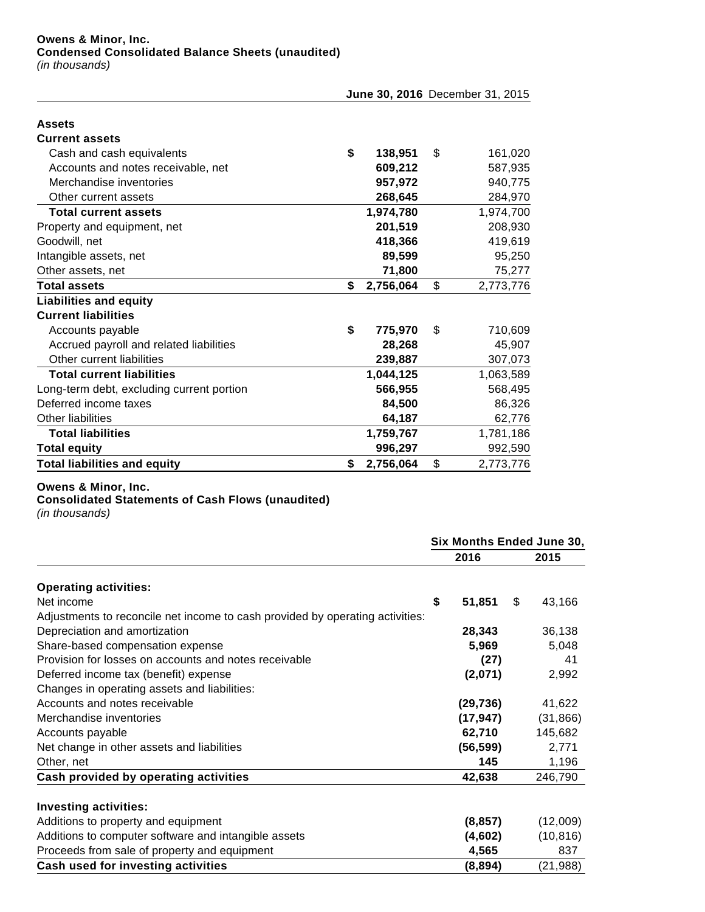**Owens & Minor, Inc.**
**Condensed Consolidated Balance Sheets (unaudited)**
*(in thousands)*

| | June 30, 2016 | December 31, 2015 |
|---|---|---|
| **Assets** | | |
| **Current assets** | | |
| Cash and cash equivalents | $ 138,951 | $ 161,020 |
| Accounts and notes receivable, net | 609,212 | 587,935 |
| Merchandise inventories | 957,972 | 940,775 |
| Other current assets | 268,645 | 284,970 |
| **Total current assets** | 1,974,780 | 1,974,700 |
| Property and equipment, net | 201,519 | 208,930 |
| Goodwill, net | 418,366 | 419,619 |
| Intangible assets, net | 89,599 | 95,250 |
| Other assets, net | 71,800 | 75,277 |
| **Total assets** | $ 2,756,064 | $ 2,773,776 |
| **Liabilities and equity** | | |
| **Current liabilities** | | |
| Accounts payable | $ 775,970 | $ 710,609 |
| Accrued payroll and related liabilities | 28,268 | 45,907 |
| Other current liabilities | 239,887 | 307,073 |
| **Total current liabilities** | 1,044,125 | 1,063,589 |
| Long-term debt, excluding current portion | 566,955 | 568,495 |
| Deferred income taxes | 84,500 | 86,326 |
| Other liabilities | 64,187 | 62,776 |
| **Total liabilities** | 1,759,767 | 1,781,186 |
| **Total equity** | 996,297 | 992,590 |
| **Total liabilities and equity** | $ 2,756,064 | $ 2,773,776 |

**Owens & Minor, Inc.**
**Consolidated Statements of Cash Flows (unaudited)**
*(in thousands)*

| | Six Months Ended June 30, | |
|---|---|---|
| | 2016 | 2015 |
| **Operating activities:** | | |
| Net income | $ 51,851 | $ 43,166 |
| Adjustments to reconcile net income to cash provided by operating activities: | | |
| Depreciation and amortization | 28,343 | 36,138 |
| Share-based compensation expense | 5,969 | 5,048 |
| Provision for losses on accounts and notes receivable | (27) | 41 |
| Deferred income tax (benefit) expense | (2,071) | 2,992 |
| Changes in operating assets and liabilities: | | |
| Accounts and notes receivable | (29,736) | 41,622 |
| Merchandise inventories | (17,947) | (31,866) |
| Accounts payable | 62,710 | 145,682 |
| Net change in other assets and liabilities | (56,599) | 2,771 |
| Other, net | 145 | 1,196 |
| **Cash provided by operating activities** | 42,638 | 246,790 |
| **Investing activities:** | | |
| Additions to property and equipment | (8,857) | (12,009) |
| Additions to computer software and intangible assets | (4,602) | (10,816) |
| Proceeds from sale of property and equipment | 4,565 | 837 |
| **Cash used for investing activities** | (8,894) | (21,988) |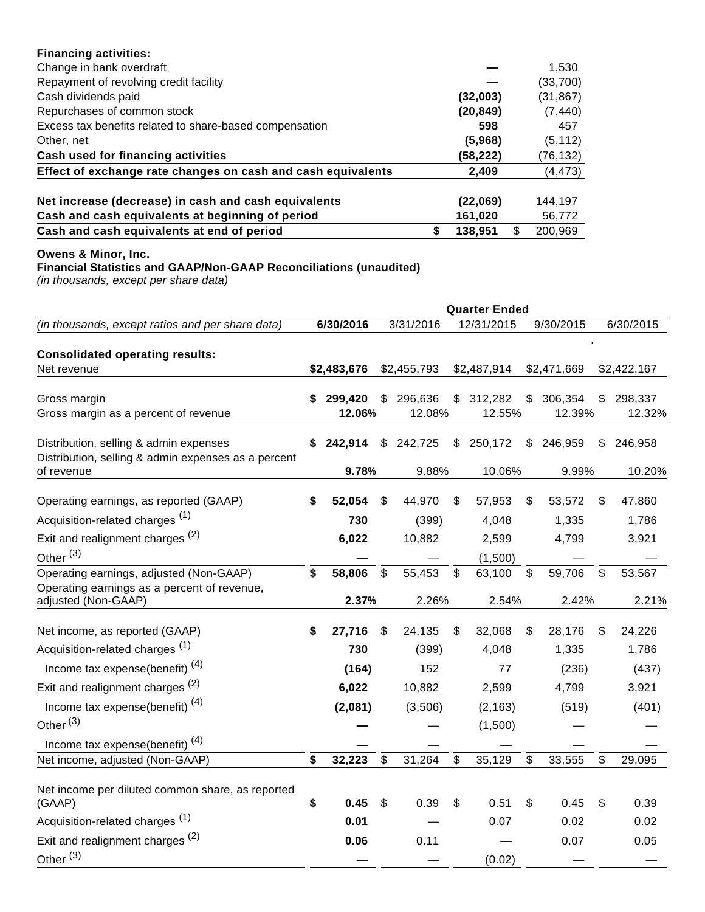| | | | | |
|---|---|---|---|---|
| **Financing activities:** | | | | |
| Change in bank overdraft | | **—** | | 1,530 |
| Repayment of revolving credit facility | | **—** | | (33,700) |
| Cash dividends paid | | **(32,003)** | | (31,867) |
| Repurchases of common stock | | **(20,849)** | | (7,440) |
| Excess tax benefits related to share-based compensation | | **598** | | 457 |
| Other, net | | **(5,968)** | | (5,112) |
| **Cash used for financing activities** | | **(58,222)** | | (76,132) |
| **Effect of exchange rate changes on cash and cash equivalents** | | **2,409** | | (4,473) |
| | | | | |
| **Net increase (decrease) in cash and cash equivalents** | | **(22,069)** | | 144,197 |
| **Cash and cash equivalents at beginning of period** | | **161,020** | | 56,772 |
| **Cash and cash equivalents at end of period** | **$** | **138,951** | $ | 200,969 |

**Owens & Minor, Inc.**
**Financial Statistics and GAAP/Non-GAAP Reconciliations (unaudited)**
*(in thousands, except per share data)*

| | Quarter Ended | | | | |
|---|---|---|---|---|---|
| *(in thousands, except ratios and per share data)* | **6/30/2016** | 3/31/2016 | 12/31/2015 | 9/30/2015 | 6/30/2015 |
| **Consolidated operating results:** | | | | | |
| Net revenue | **$2,483,676** | $2,455,793 | $2,487,914 | $2,471,669 | $2,422,167 |
| Gross margin | **$ 299,420** | $ 296,636 | $ 312,282 | $ 306,354 | $ 298,337 |
| Gross margin as a percent of revenue | **12.06%** | 12.08% | 12.55% | 12.39% | 12.32% |
| Distribution, selling & admin expenses | **$ 242,914** | $ 242,725 | $ 250,172 | $ 246,959 | $ 246,958 |
| Distribution, selling & admin expenses as a percent of revenue | **9.78%** | 9.88% | 10.06% | 9.99% | 10.20% |
| Operating earnings, as reported (GAAP) | **$ 52,054** | $ 44,970 | $ 57,953 | $ 53,572 | $ 47,860 |
| Acquisition-related charges (1) | **730** | (399) | 4,048 | 1,335 | 1,786 |
| Exit and realignment charges (2) | **6,022** | 10,882 | 2,599 | 4,799 | 3,921 |
| Other (3) | **—** | — | (1,500) | — | — |
| Operating earnings, adjusted (Non-GAAP) | **$ 58,806** | $ 55,453 | $ 63,100 | $ 59,706 | $ 53,567 |
| Operating earnings as a percent of revenue, adjusted (Non-GAAP) | **2.37%** | 2.26% | 2.54% | 2.42% | 2.21% |
| Net income, as reported (GAAP) | **$ 27,716** | $ 24,135 | $ 32,068 | $ 28,176 | $ 24,226 |
| Acquisition-related charges (1) | **730** | (399) | 4,048 | 1,335 | 1,786 |
| Income tax expense(benefit) (4) | **(164)** | 152 | 77 | (236) | (437) |
| Exit and realignment charges (2) | **6,022** | 10,882 | 2,599 | 4,799 | 3,921 |
| Income tax expense(benefit) (4) | **(2,081)** | (3,506) | (2,163) | (519) | (401) |
| Other (3) | **—** | — | (1,500) | — | — |
| Income tax expense(benefit) (4) | **—** | — | — | — | — |
| Net income, adjusted (Non-GAAP) | **$ 32,223** | $ 31,264 | $ 35,129 | $ 33,555 | $ 29,095 |
| Net income per diluted common share, as reported (GAAP) | **$ 0.45** | $ 0.39 | $ 0.51 | $ 0.45 | $ 0.39 |
| Acquisition-related charges (1) | **0.01** | — | 0.07 | 0.02 | 0.02 |
| Exit and realignment charges (2) | **0.06** | 0.11 | — | 0.07 | 0.05 |
| Other (3) | **—** | — | (0.02) | — | — |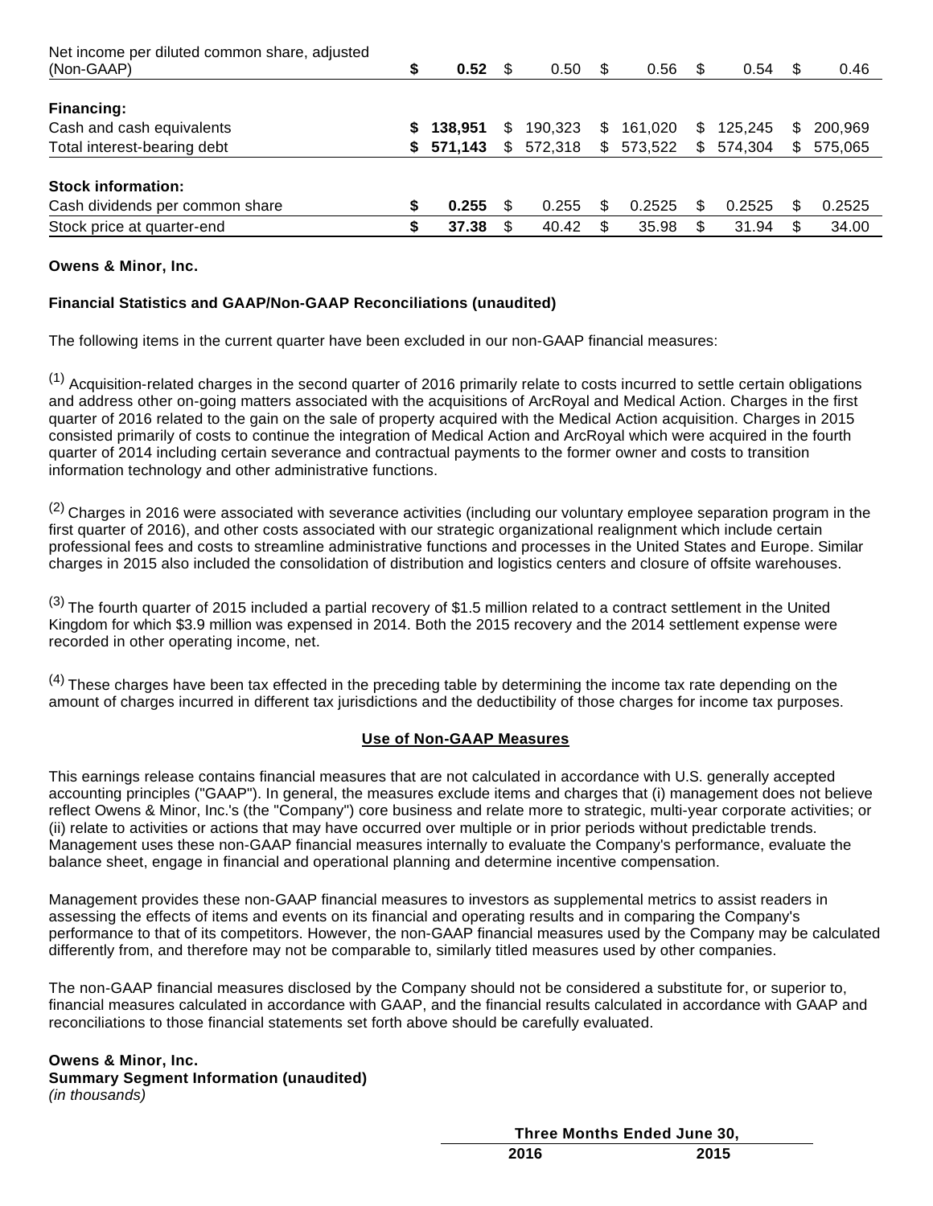| | | | | | |
|---|---|---|---|---|---|
| Net income per diluted common share, adjusted (Non-GAAP) | **$ 0.52** | $ 0.50 | $ 0.56 | $ 0.54 | $ 0.46 |
| **Financing:** | | | | | |
| Cash and cash equivalents | **$ 138,951** | $ 190,323 | $ 161,020 | $ 125,245 | $ 200,969 |
| Total interest-bearing debt | **$ 571,143** | $ 572,318 | $ 573,522 | $ 574,304 | $ 575,065 |
| **Stock information:** | | | | | |
| Cash dividends per common share | **$ 0.255** | $ 0.255 | $ 0.2525 | $ 0.2525 | $ 0.2525 |
| Stock price at quarter-end | **$ 37.38** | $ 40.42 | $ 35.98 | $ 31.94 | $ 34.00 |

**Owens & Minor, Inc.**

**Financial Statistics and GAAP/Non-GAAP Reconciliations (unaudited)**

The following items in the current quarter have been excluded in our non-GAAP financial measures:

(1) Acquisition-related charges in the second quarter of 2016 primarily relate to costs incurred to settle certain obligations and address other on-going matters associated with the acquisitions of ArcRoyal and Medical Action. Charges in the first quarter of 2016 related to the gain on the sale of property acquired with the Medical Action acquisition. Charges in 2015 consisted primarily of costs to continue the integration of Medical Action and ArcRoyal which were acquired in the fourth quarter of 2014 including certain severance and contractual payments to the former owner and costs to transition information technology and other administrative functions.

(2) Charges in 2016 were associated with severance activities (including our voluntary employee separation program in the first quarter of 2016), and other costs associated with our strategic organizational realignment which include certain professional fees and costs to streamline administrative functions and processes in the United States and Europe. Similar charges in 2015 also included the consolidation of distribution and logistics centers and closure of offsite warehouses.

(3) The fourth quarter of 2015 included a partial recovery of $1.5 million related to a contract settlement in the United Kingdom for which $3.9 million was expensed in 2014. Both the 2015 recovery and the 2014 settlement expense were recorded in other operating income, net.

(4) These charges have been tax effected in the preceding table by determining the income tax rate depending on the amount of charges incurred in different tax jurisdictions and the deductibility of those charges for income tax purposes.

## Use of Non-GAAP Measures

This earnings release contains financial measures that are not calculated in accordance with U.S. generally accepted accounting principles ("GAAP"). In general, the measures exclude items and charges that (i) management does not believe reflect Owens & Minor, Inc.'s (the "Company") core business and relate more to strategic, multi-year corporate activities; or (ii) relate to activities or actions that may have occurred over multiple or in prior periods without predictable trends. Management uses these non-GAAP financial measures internally to evaluate the Company's performance, evaluate the balance sheet, engage in financial and operational planning and determine incentive compensation.

Management provides these non-GAAP financial measures to investors as supplemental metrics to assist readers in assessing the effects of items and events on its financial and operating results and in comparing the Company's performance to that of its competitors. However, the non-GAAP financial measures used by the Company may be calculated differently from, and therefore may not be comparable to, similarly titled measures used by other companies.

The non-GAAP financial measures disclosed by the Company should not be considered a substitute for, or superior to, financial measures calculated in accordance with GAAP, and the financial results calculated in accordance with GAAP and reconciliations to those financial statements set forth above should be carefully evaluated.

**Owens & Minor, Inc.**
**Summary Segment Information (unaudited)**
*(in thousands)*

| | Three Months Ended June 30, | |
|---|---|---|
| | **2016** | **2015** |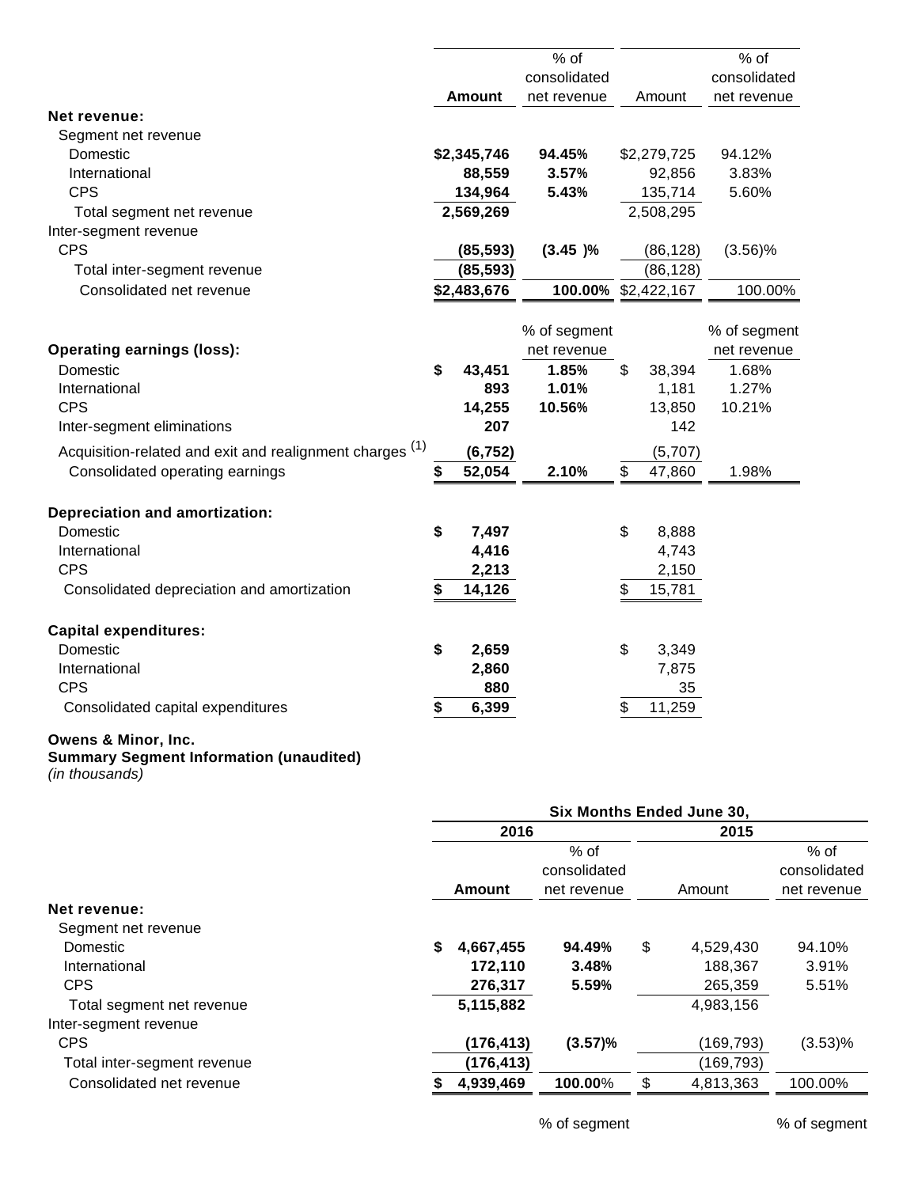| | Amount | % of consolidated net revenue | Amount | % of consolidated net revenue |
|---|---|---|---|---|
| **Net revenue:** | | | | |
| Segment net revenue | | | | |
| Domestic | **$2,345,746** | **94.45%** | $2,279,725 | 94.12% |
| International | **88,559** | **3.57%** | 92,856 | 3.83% |
| CPS | **134,964** | **5.43%** | 135,714 | 5.60% |
| Total segment net revenue | **2,569,269** | | 2,508,295 | |
| Inter-segment revenue | | | | |
| CPS | **(85,593)** | **(3.45 )%** | (86,128) | (3.56)% |
| Total inter-segment revenue | **(85,593)** | | (86,128) | |
| Consolidated net revenue | **$2,483,676** | **100.00%** | $2,422,167 | 100.00% |
| | | **% of segment net revenue** | | **% of segment net revenue** |
| **Operating earnings (loss):** | | | | |
| Domestic | **$ 43,451** | **1.85%** | $ 38,394 | 1.68% |
| International | **893** | **1.01%** | 1,181 | 1.27% |
| CPS | **14,255** | **10.56%** | 13,850 | 10.21% |
| Inter-segment eliminations | **207** | | 142 | |
| Acquisition-related and exit and realignment charges (1) | **(6,752)** | | (5,707) | |
| Consolidated operating earnings | **$ 52,054** | **2.10%** | $ 47,860 | 1.98% |
| **Depreciation and amortization:** | | | | |
| Domestic | **$ 7,497** | | $ 8,888 | |
| International | **4,416** | | 4,743 | |
| CPS | **2,213** | | 2,150 | |
| Consolidated depreciation and amortization | **$ 14,126** | | $ 15,781 | |
| **Capital expenditures:** | | | | |
| Domestic | **$ 2,659** | | $ 3,349 | |
| International | **2,860** | | 7,875 | |
| CPS | **880** | | 35 | |
| Consolidated capital expenditures | **$ 6,399** | | $ 11,259 | |

**Owens & Minor, Inc.**
**Summary Segment Information (unaudited)**
*(in thousands)*

| | **Six Months Ended June 30,** | | | |
|---|---|---|---|---|
| | **2016** | | **2015** | |
| | **Amount** | % of consolidated net revenue | Amount | % of consolidated net revenue |
| **Net revenue:** | | | | |
| Segment net revenue | | | | |
| Domestic | **$ 4,667,455** | **94.49%** | $ 4,529,430 | 94.10% |
| International | **172,110** | **3.48%** | 188,367 | 3.91% |
| CPS | **276,317** | **5.59%** | 265,359 | 5.51% |
| Total segment net revenue | **5,115,882** | | 4,983,156 | |
| Inter-segment revenue | | | | |
| CPS | **(176,413)** | **(3.57)%** | (169,793) | (3.53)% |
| Total inter-segment revenue | **(176,413)** | | (169,793) | |
| Consolidated net revenue | **$ 4,939,469** | **100.00%** | $ 4,813,363 | 100.00% |
| | | % of segment | | % of segment |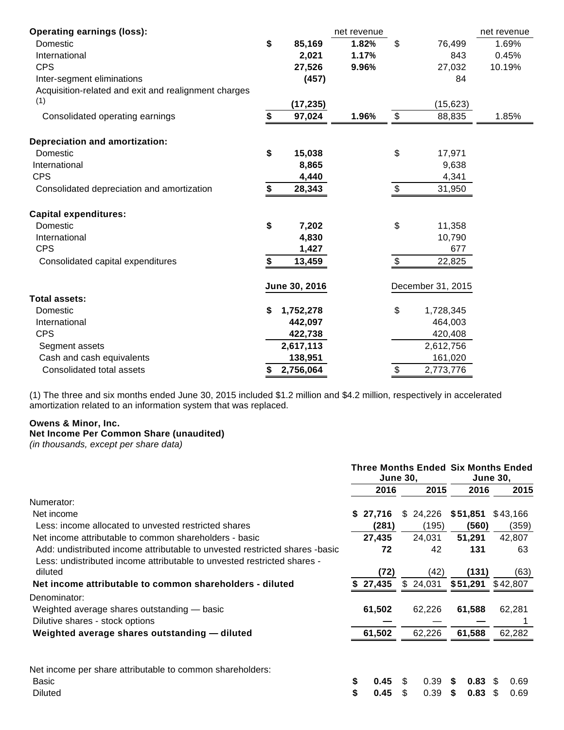| | | % of net revenue | | % of net revenue |
|---|---|---|---|---|
| **Operating earnings (loss):** | | net revenue | | net revenue |
| Domestic | **$ 85,169** | **1.82%** | $ 76,499 | 1.69% |
| International | **2,021** | **1.17%** | 843 | 0.45% |
| CPS | **27,526** | **9.96%** | 27,032 | 10.19% |
| Inter-segment eliminations | **(457)** | | 84 | |
| Acquisition-related and exit and realignment charges [(1)] | **(17,235)** | | (15,623) | |
| Consolidated operating earnings | **$ 97,024** | **1.96%** | $ 88,835 | 1.85% |
| | | | | |
| **Depreciation and amortization:** | | | | |
| Domestic | **$ 15,038** | | $ 17,971 | |
| International | **8,865** | | 9,638 | |
| CPS | **4,440** | | 4,341 | |
| Consolidated depreciation and amortization | **$ 28,343** | | $ 31,950 | |
| | | | | |
| **Capital expenditures:** | | | | |
| Domestic | **$ 7,202** | | $ 11,358 | |
| International | **4,830** | | 10,790 | |
| CPS | **1,427** | | 677 | |
| Consolidated capital expenditures | **$ 13,459** | | $ 22,825 | |
| | | | | |
| | **June 30, 2016** | | December 31, 2015 | |
| **Total assets:** | | | | |
| Domestic | **$ 1,752,278** | | $ 1,728,345 | |
| International | **442,097** | | 464,003 | |
| CPS | **422,738** | | 420,408 | |
| Segment assets | **2,617,113** | | 2,612,756 | |
| Cash and cash equivalents | **138,951** | | 161,020 | |
| Consolidated total assets | **$ 2,756,064** | | $ 2,773,776 | |

(1) The three and six months ended June 30, 2015 included $1.2 million and $4.2 million, respectively in accelerated amortization related to an information system that was replaced.

**Owens & Minor, Inc.**
**Net Income Per Common Share (unaudited)**
*(in thousands, except per share data)*

| | **Three Months Ended June 30,** | | **Six Months Ended June 30,** | |
|---|---|---|---|---|
| | **2016** | **2015** | **2016** | **2015** |
| Numerator: | | | | |
| Net income | **$ 27,716** | $ 24,226 | **$ 51,851** | $ 43,166 |
| Less: income allocated to unvested restricted shares | **(281)** | (195) | **(560)** | (359) |
| Net income attributable to common shareholders - basic | **27,435** | 24,031 | **51,291** | 42,807 |
| Add: undistributed income attributable to unvested restricted shares -basic | **72** | 42 | **131** | 63 |
| Less: undistributed income attributable to unvested restricted shares - diluted | **(72)** | (42) | **(131)** | (63) |
| **Net income attributable to common shareholders - diluted** | **$ 27,435** | $ 24,031 | **$ 51,291** | $ 42,807 |
| Denominator: | | | | |
| Weighted average shares outstanding — basic | **61,502** | 62,226 | **61,588** | 62,281 |
| Dilutive shares - stock options | **—** | — | **—** | 1 |
| **Weighted average shares outstanding — diluted** | **61,502** | 62,226 | **61,588** | 62,282 |
| | | | | |
| Net income per share attributable to common shareholders: | | | | |
| Basic | **$ 0.45** | $ 0.39 | **$ 0.83** | $ 0.69 |
| Diluted | **$ 0.45** | $ 0.39 | **$ 0.83** | $ 0.69 |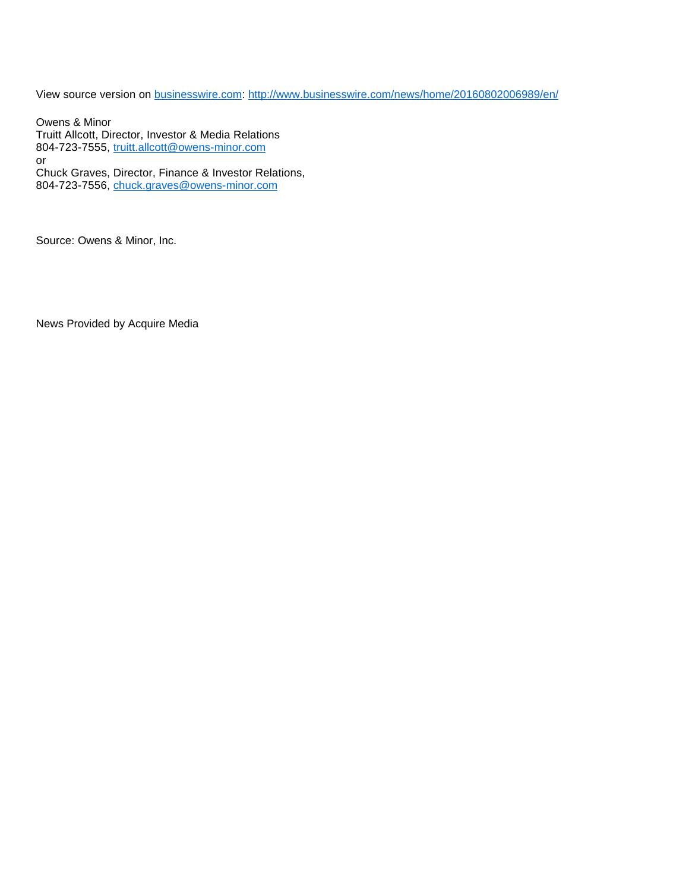View source version on businesswire.com: http://www.businesswire.com/news/home/20160802006989/en/

Owens & Minor
Truitt Allcott, Director, Investor & Media Relations
804-723-7555, truitt.allcott@owens-minor.com
or
Chuck Graves, Director, Finance & Investor Relations,
804-723-7556, chuck.graves@owens-minor.com

Source: Owens & Minor, Inc.

News Provided by Acquire Media